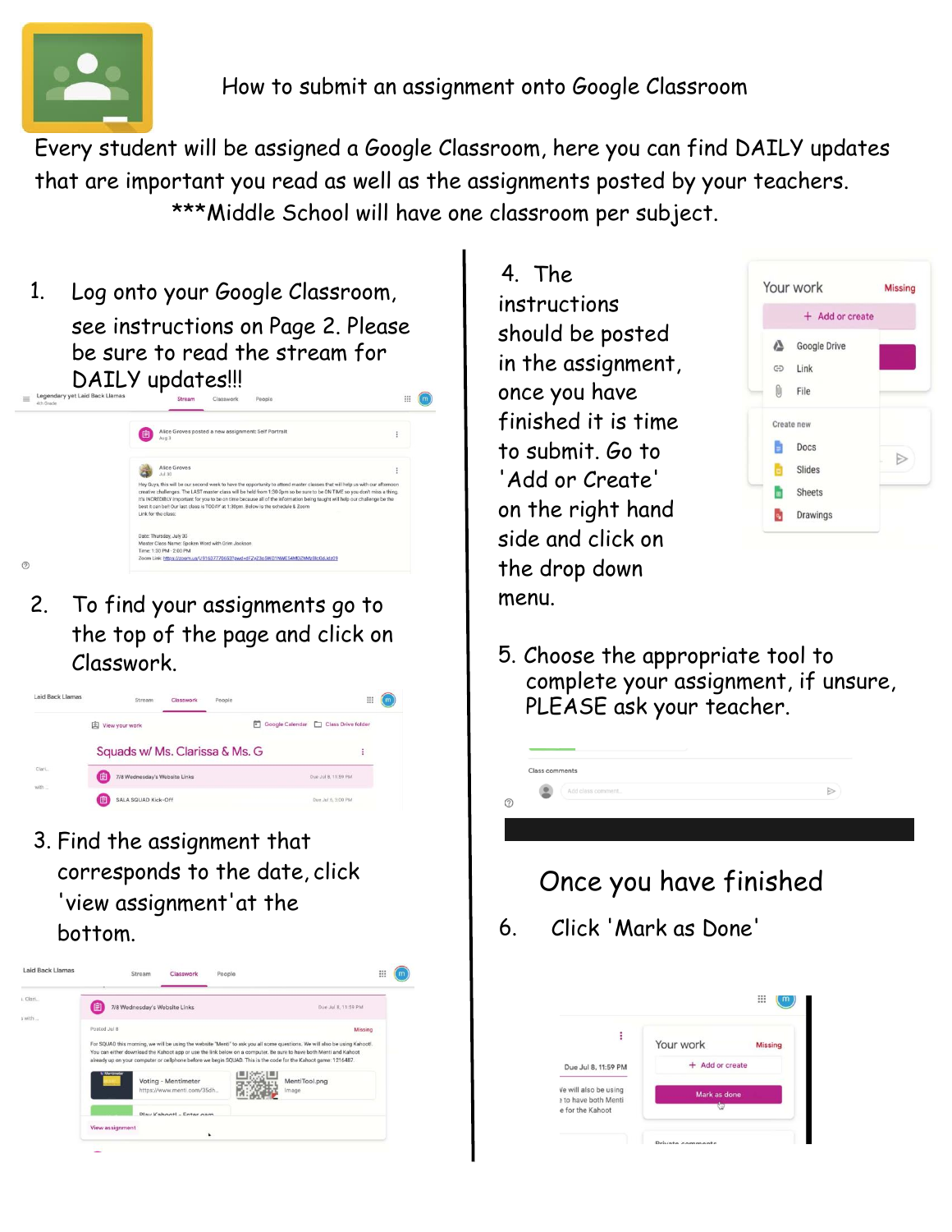# How to submit an assignment onto Google Classroom

Every student will be assigned a Google Classroom, here you can find DAILY updates that are important you read as well as the assignments posted by your teachers.

***Middle School will have one classroom per subject.

1. Log onto your Google Classroom, see instructions on Page 2. Please be sure to read the stream for DAILY updates!!!

2. To find your assignments go to the top of the page and click on Classwork.

3. Find the assignment that corresponds to the date, click 'view assignment' at the bottom.

4. The instructions should be posted in the assignment, once you have finished it is time to submit. Go to 'Add or Create' on the right hand side and click on the drop down menu.

5. Choose the appropriate tool to complete your assignment, if unsure, PLEASE ask your teacher.

Once you have finished

6. Click 'Mark as Done'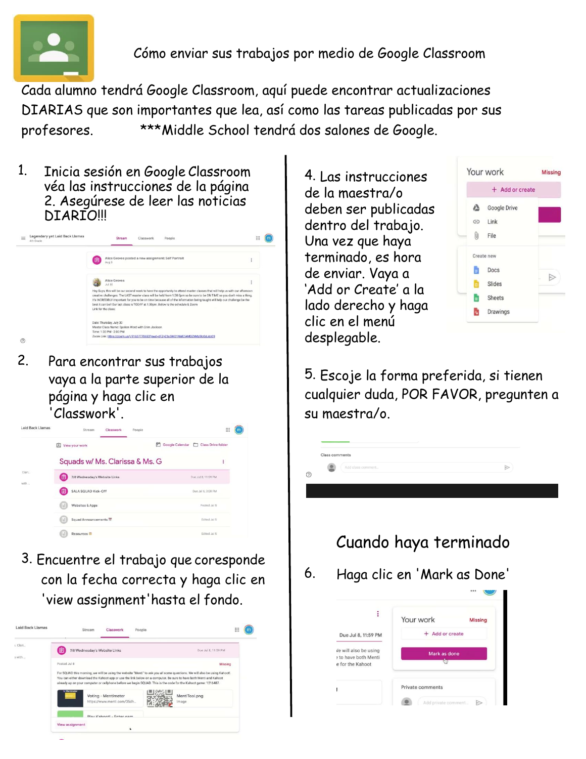# Cómo enviar sus trabajos por medio de Google Classroom

Cada alumno tendrá Google Classroom, aquí puede encontrar actualizaciones DIARIAS que son importantes que lea, así como las tareas publicadas por sus profesores. ***Middle School tendrá dos salones de Google.

1. Inicia sesión en Google Classroom véa las instrucciones de la página 2. Asegúrese de leer las noticias DIARIO!!!

2. Para encontrar sus trabajos vaya a la parte superior de la página y haga clic en 'Classwork'.

3. Encuentre el trabajo que coresponde con la fecha correcta y haga clic en 'view assignment'hasta el fondo.

4. Las instrucciones de la maestra/o deben ser publicadas dentro del trabajo. Una vez que haya terminado, es hora de enviar. Vaya a 'Add or Create' a la lado derecho y haga clic en el menú desplegable.

5. Escoje la forma preferida, si tienen cualquier duda, POR FAVOR, pregunten a su maestra/o.

Cuando haya terminado

6. Haga clic en 'Mark as Done'